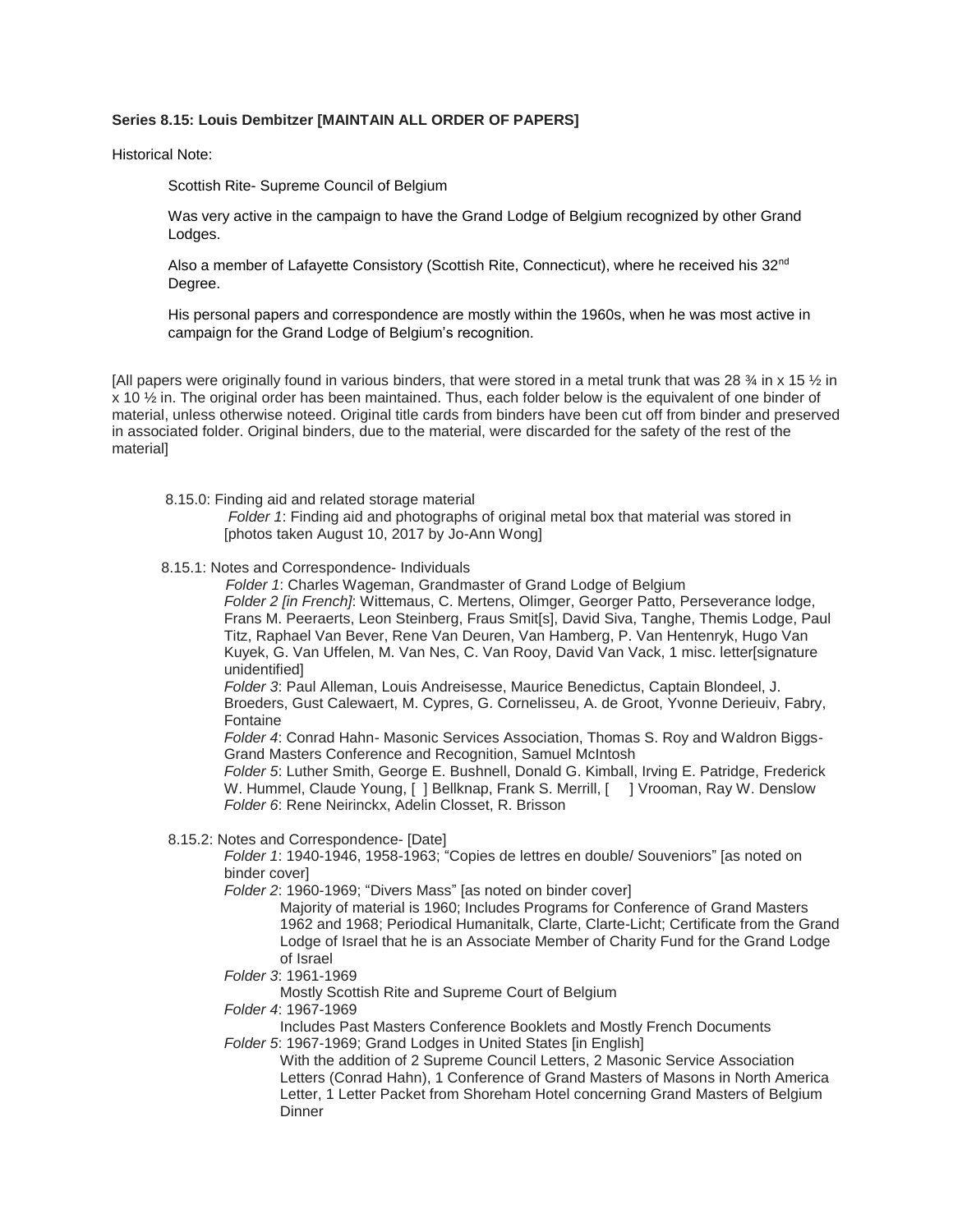**Series 8.15: Louis Dembitzer [MAINTAIN ALL ORDER OF PAPERS]**

Historical Note:

> Scottish Rite- Supreme Council of Belgium
>
> Was very active in the campaign to have the Grand Lodge of Belgium recognized by other Grand Lodges.
>
> Also a member of Lafayette Consistory (Scottish Rite, Connecticut), where he received his 32nd Degree.
>
> His personal papers and correspondence are mostly within the 1960s, when he was most active in campaign for the Grand Lodge of Belgium's recognition.

[All papers were originally found in various binders, that were stored in a metal trunk that was 28 ¾ in x 15 ½ in x 10 ½ in. The original order has been maintained. Thus, each folder below is the equivalent of one binder of material, unless otherwise noteed. Original title cards from binders have been cut off from binder and preserved in associated folder. Original binders, due to the material, were discarded for the safety of the rest of the material]

- 8.15.0: Finding aid and related storage material
  - *Folder 1*: Finding aid and photographs of original metal box that material was stored in [photos taken August 10, 2017 by Jo-Ann Wong]

- 8.15.1: Notes and Correspondence- Individuals
  - *Folder 1*: Charles Wageman, Grandmaster of Grand Lodge of Belgium
  - *Folder 2 [in French]*: Wittemaus, C. Mertens, Olimger, Georger Patto, Perseverance lodge, Frans M. Peeraerts, Leon Steinberg, Fraus Smit[s], David Siva, Tanghe, Themis Lodge, Paul Titz, Raphael Van Bever, Rene Van Deuren, Van Hamberg, P. Van Hentenryk, Hugo Van Kuyek, G. Van Uffelen, M. Van Nes, C. Van Rooy, David Van Vack, 1 misc. letter[signature unidentified]
  - *Folder 3*: Paul Alleman, Louis Andreisesse, Maurice Benedictus, Captain Blondeel, J. Broeders, Gust Calewaert, M. Cypres, G. Cornelisseu, A. de Groot, Yvonne Derieuiv, Fabry, Fontaine
  - *Folder 4*: Conrad Hahn- Masonic Services Association, Thomas S. Roy and Waldron Biggs- Grand Masters Conference and Recognition, Samuel McIntosh
  - *Folder 5*: Luther Smith, George E. Bushnell, Donald G. Kimball, Irving E. Patridge, Frederick W. Hummel, Claude Young, [ ] Bellknap, Frank S. Merrill, [ ] Vrooman, Ray W. Denslow
  - *Folder 6*: Rene Neirinckx, Adelin Closset, R. Brisson

- 8.15.2: Notes and Correspondence- [Date]
  - *Folder 1*: 1940-1946, 1958-1963; "Copies de lettres en double/ Souveniors" [as noted on binder cover]
  - *Folder 2*: 1960-1969; "Divers Mass" [as noted on binder cover]
    - Majority of material is 1960; Includes Programs for Conference of Grand Masters 1962 and 1968; Periodical Humanitalk, Clarte, Clarte-Licht; Certificate from the Grand Lodge of Israel that he is an Associate Member of Charity Fund for the Grand Lodge of Israel
  - *Folder 3*: 1961-1969
    - Mostly Scottish Rite and Supreme Court of Belgium
  - *Folder 4*: 1967-1969
    - Includes Past Masters Conference Booklets and Mostly French Documents
  - *Folder 5*: 1967-1969; Grand Lodges in United States [in English]
    - With the addition of 2 Supreme Council Letters, 2 Masonic Service Association Letters (Conrad Hahn), 1 Conference of Grand Masters of Masons in North America Letter, 1 Letter Packet from Shoreham Hotel concerning Grand Masters of Belgium Dinner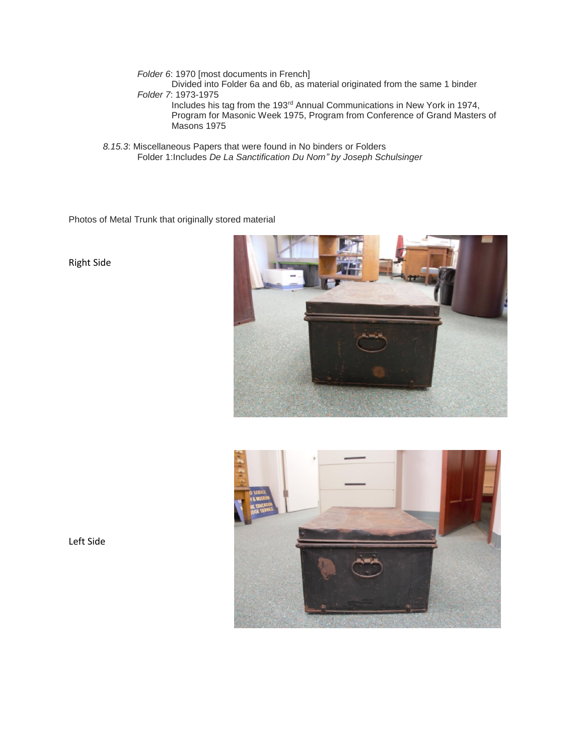*Folder 6*: 1970 [most documents in French]

Divided into Folder 6a and 6b, as material originated from the same 1 binder

*Folder 7*: 1973-1975

Includes his tag from the 193rd Annual Communications in New York in 1974, Program for Masonic Week 1975, Program from Conference of Grand Masters of Masons 1975

*8.15.3*: Miscellaneous Papers that were found in No binders or Folders

Folder 1:Includes *De La Sanctification Du Nom" by Joseph Schulsinger*

Photos of Metal Trunk that originally stored material

Right Side

Left Side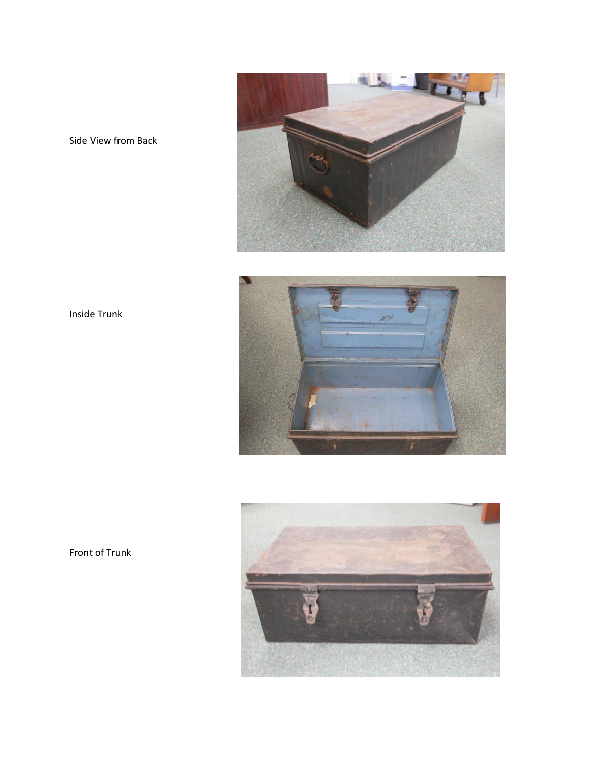Side View from Back

Inside Trunk

Front of Trunk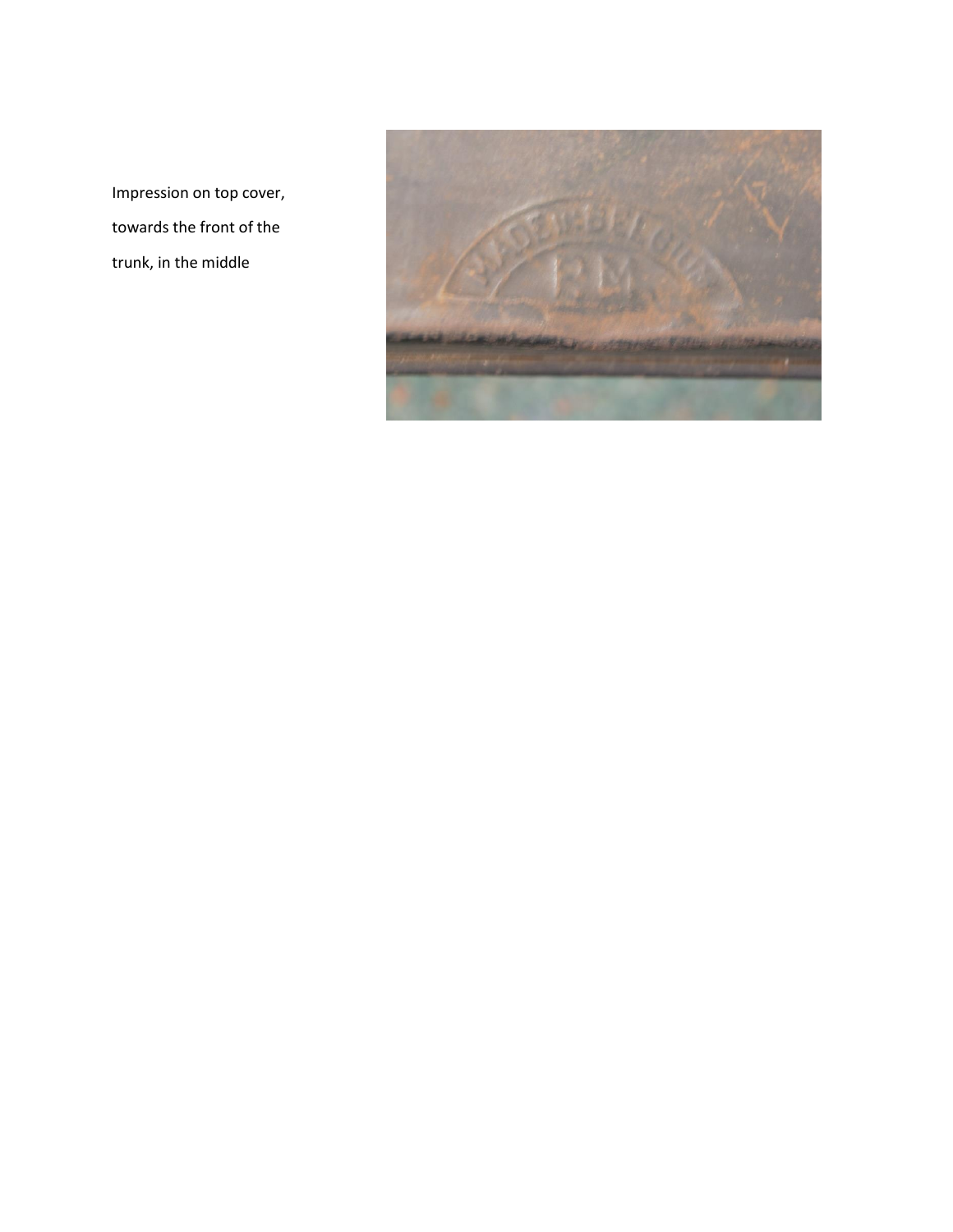Impression on top cover, towards the front of the trunk, in the middle